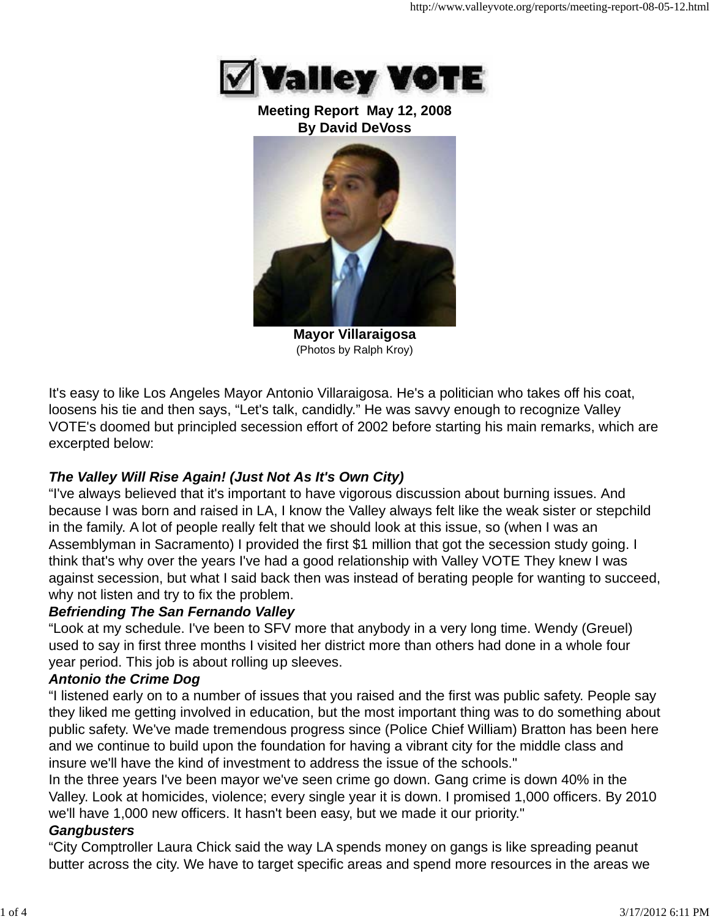# Valley VOTE

**Meeting Report May 12, 2008**
**By David DeVoss**

**Mayor Villaraigosa**
(Photos by Ralph Kroy)

It's easy to like Los Angeles Mayor Antonio Villaraigosa. He's a politician who takes off his coat, loosens his tie and then says, "Let's talk, candidly." He was savvy enough to recognize Valley VOTE's doomed but principled secession effort of 2002 before starting his main remarks, which are excerpted below:

***The Valley Will Rise Again! (Just Not As It's Own City)***

"I've always believed that it's important to have vigorous discussion about burning issues. And because I was born and raised in LA, I know the Valley always felt like the weak sister or stepchild in the family. A lot of people really felt that we should look at this issue, so (when I was an Assemblyman in Sacramento) I provided the first $1 million that got the secession study going. I think that's why over the years I've had a good relationship with Valley VOTE They knew I was against secession, but what I said back then was instead of berating people for wanting to succeed, why not listen and try to fix the problem.

***Befriending The San Fernando Valley***

"Look at my schedule. I've been to SFV more that anybody in a very long time. Wendy (Greuel) used to say in first three months I visited her district more than others had done in a whole four year period. This job is about rolling up sleeves.

***Antonio the Crime Dog***

"I listened early on to a number of issues that you raised and the first was public safety. People say they liked me getting involved in education, but the most important thing was to do something about public safety. We've made tremendous progress since (Police Chief William) Bratton has been here and we continue to build upon the foundation for having a vibrant city for the middle class and insure we'll have the kind of investment to address the issue of the schools."

In the three years I've been mayor we've seen crime go down. Gang crime is down 40% in the Valley. Look at homicides, violence; every single year it is down. I promised 1,000 officers. By 2010 we'll have 1,000 new officers. It hasn't been easy, but we made it our priority."

***Gangbusters***

"City Comptroller Laura Chick said the way LA spends money on gangs is like spreading peanut butter across the city. We have to target specific areas and spend more resources in the areas we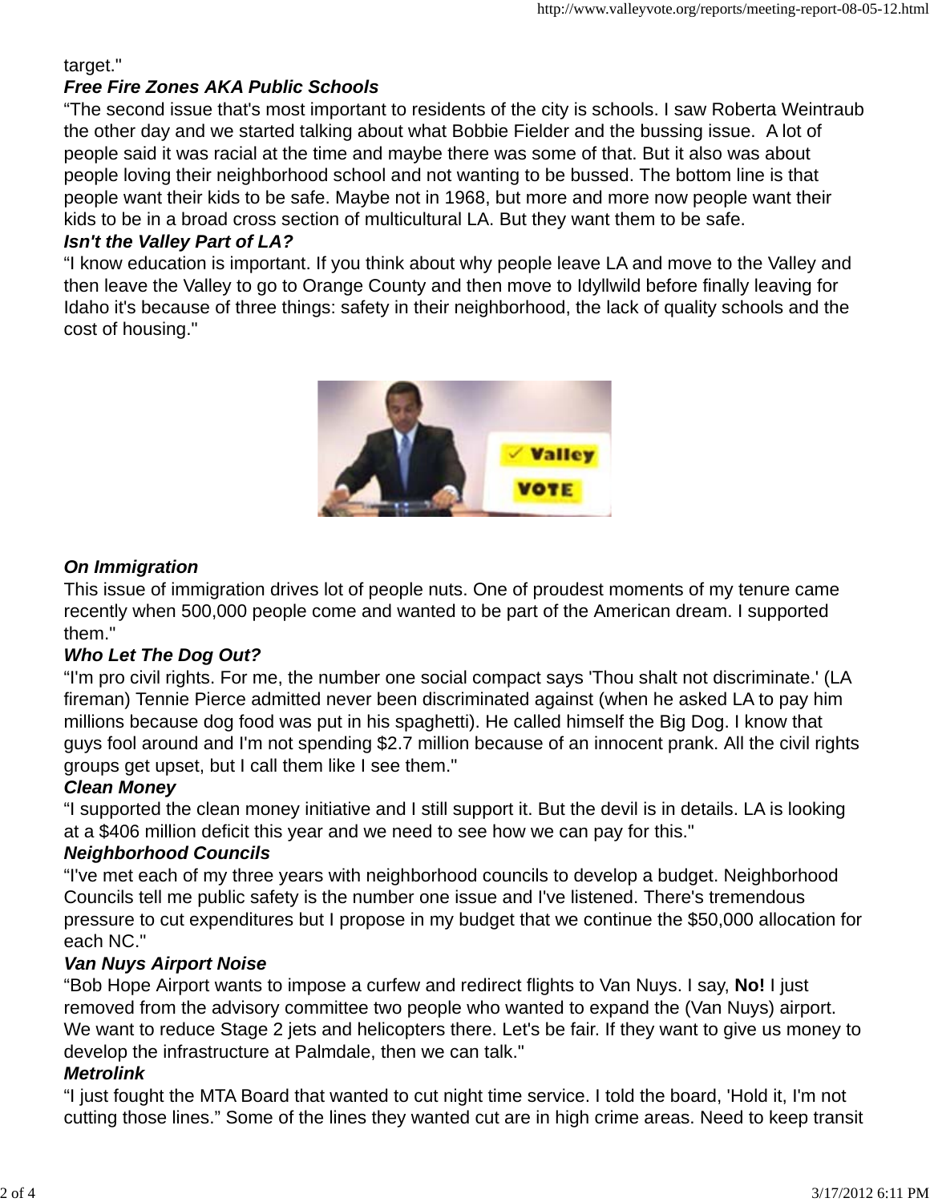target."

***Free Fire Zones AKA Public Schools***

“The second issue that's most important to residents of the city is schools. I saw Roberta Weintraub the other day and we started talking about what Bobbie Fielder and the bussing issue. A lot of people said it was racial at the time and maybe there was some of that. But it also was about people loving their neighborhood school and not wanting to be bussed. The bottom line is that people want their kids to be safe. Maybe not in 1968, but more and more now people want their kids to be in a broad cross section of multicultural LA. But they want them to be safe.

***Isn't the Valley Part of LA?***

“I know education is important. If you think about why people leave LA and move to the Valley and then leave the Valley to go to Orange County and then move to Idyllwild before finally leaving for Idaho it's because of three things: safety in their neighborhood, the lack of quality schools and the cost of housing."

***On Immigration***

This issue of immigration drives lot of people nuts. One of proudest moments of my tenure came recently when 500,000 people come and wanted to be part of the American dream. I supported them."

***Who Let The Dog Out?***

“I'm pro civil rights. For me, the number one social compact says 'Thou shalt not discriminate.' (LA fireman) Tennie Pierce admitted never been discriminated against (when he asked LA to pay him millions because dog food was put in his spaghetti). He called himself the Big Dog. I know that guys fool around and I'm not spending $2.7 million because of an innocent prank. All the civil rights groups get upset, but I call them like I see them."

***Clean Money***

“I supported the clean money initiative and I still support it. But the devil is in details. LA is looking at a $406 million deficit this year and we need to see how we can pay for this."

***Neighborhood Councils***

“I've met each of my three years with neighborhood councils to develop a budget. Neighborhood Councils tell me public safety is the number one issue and I've listened. There's tremendous pressure to cut expenditures but I propose in my budget that we continue the $50,000 allocation for each NC."

***Van Nuys Airport Noise***

“Bob Hope Airport wants to impose a curfew and redirect flights to Van Nuys. I say, **No!** I just removed from the advisory committee two people who wanted to expand the (Van Nuys) airport. We want to reduce Stage 2 jets and helicopters there. Let's be fair. If they want to give us money to develop the infrastructure at Palmdale, then we can talk."

***Metrolink***

“I just fought the MTA Board that wanted to cut night time service. I told the board, 'Hold it, I'm not cutting those lines.” Some of the lines they wanted cut are in high crime areas. Need to keep transit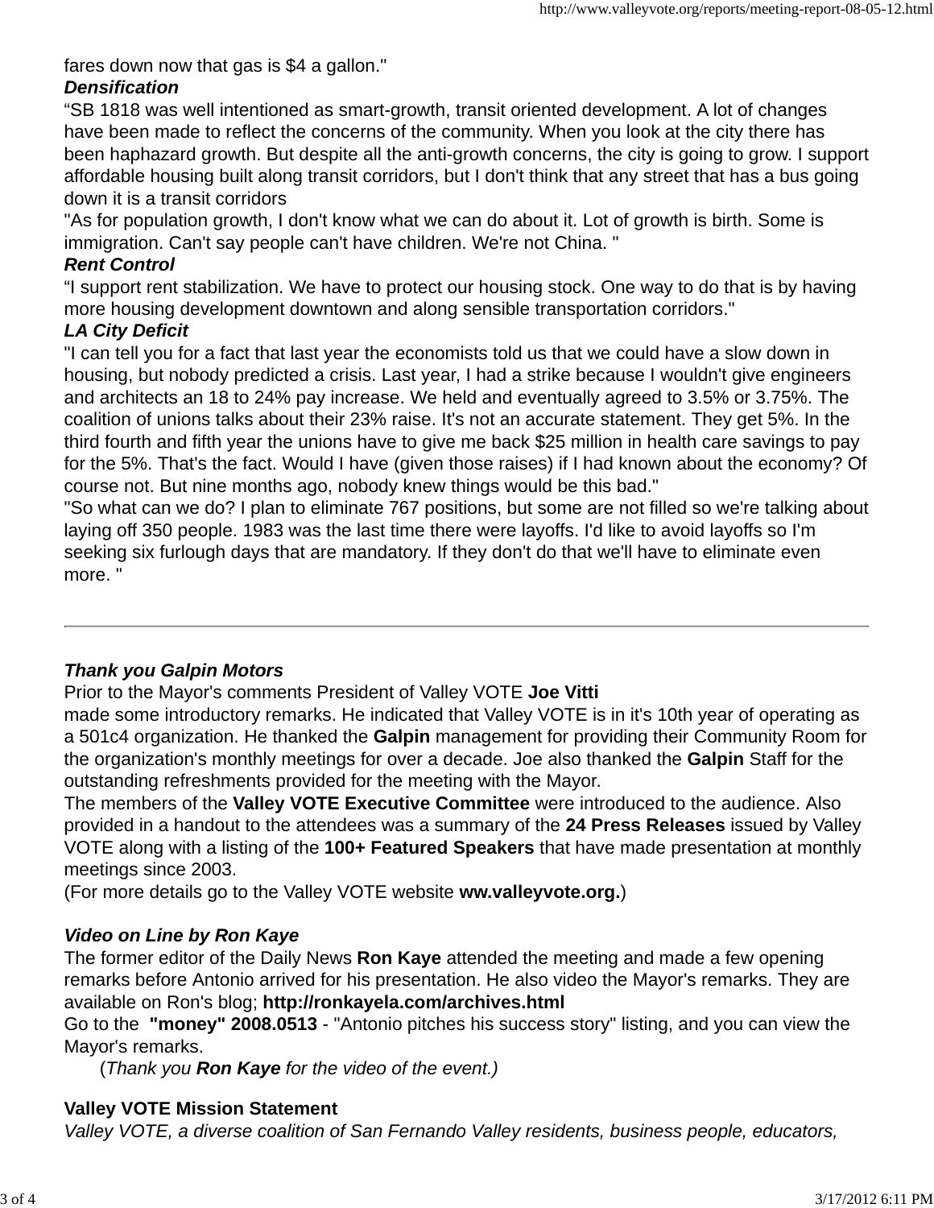fares down now that gas is $4 a gallon."

***Densification***

“SB 1818 was well intentioned as smart-growth, transit oriented development. A lot of changes have been made to reflect the concerns of the community. When you look at the city there has been haphazard growth. But despite all the anti-growth concerns, the city is going to grow. I support affordable housing built along transit corridors, but I don't think that any street that has a bus going down it is a transit corridors

"As for population growth, I don't know what we can do about it. Lot of growth is birth. Some is immigration. Can't say people can't have children. We're not China. "

***Rent Control***

“I support rent stabilization. We have to protect our housing stock. One way to do that is by having more housing development downtown and along sensible transportation corridors."

***LA City Deficit***

"I can tell you for a fact that last year the economists told us that we could have a slow down in housing, but nobody predicted a crisis. Last year, I had a strike because I wouldn't give engineers and architects an 18 to 24% pay increase. We held and eventually agreed to 3.5% or 3.75%. The coalition of unions talks about their 23% raise. It's not an accurate statement. They get 5%. In the third fourth and fifth year the unions have to give me back $25 million in health care savings to pay for the 5%. That's the fact. Would I have (given those raises) if I had known about the economy? Of course not. But nine months ago, nobody knew things would be this bad."

"So what can we do? I plan to eliminate 767 positions, but some are not filled so we're talking about laying off 350 people. 1983 was the last time there were layoffs. I'd like to avoid layoffs so I'm seeking six furlough days that are mandatory. If they don't do that we'll have to eliminate even more. "

---

***Thank you Galpin Motors***

Prior to the Mayor's comments President of Valley VOTE **Joe Vitti** made some introductory remarks. He indicated that Valley VOTE is in it's 10th year of operating as a 501c4 organization. He thanked the **Galpin** management for providing their Community Room for the organization's monthly meetings for over a decade. Joe also thanked the **Galpin** Staff for the outstanding refreshments provided for the meeting with the Mayor.

The members of the **Valley VOTE Executive Committee** were introduced to the audience. Also provided in a handout to the attendees was a summary of the **24 Press Releases** issued by Valley VOTE along with a listing of the **100+ Featured Speakers** that have made presentation at monthly meetings since 2003.

(For more details go to the Valley VOTE website **ww.valleyvote.org.**)

***Video on Line by Ron Kaye***

The former editor of the Daily News **Ron Kaye** attended the meeting and made a few opening remarks before Antonio arrived for his presentation. He also video the Mayor's remarks. They are available on Ron's blog; **http://ronkayela.com/archives.html**

Go to the **"money" 2008.0513** - "Antonio pitches his success story" listing, and you can view the Mayor's remarks.

(*Thank you **Ron Kaye** for the video of the event.)*

**Valley VOTE Mission Statement**

*Valley VOTE, a diverse coalition of San Fernando Valley residents, business people, educators,*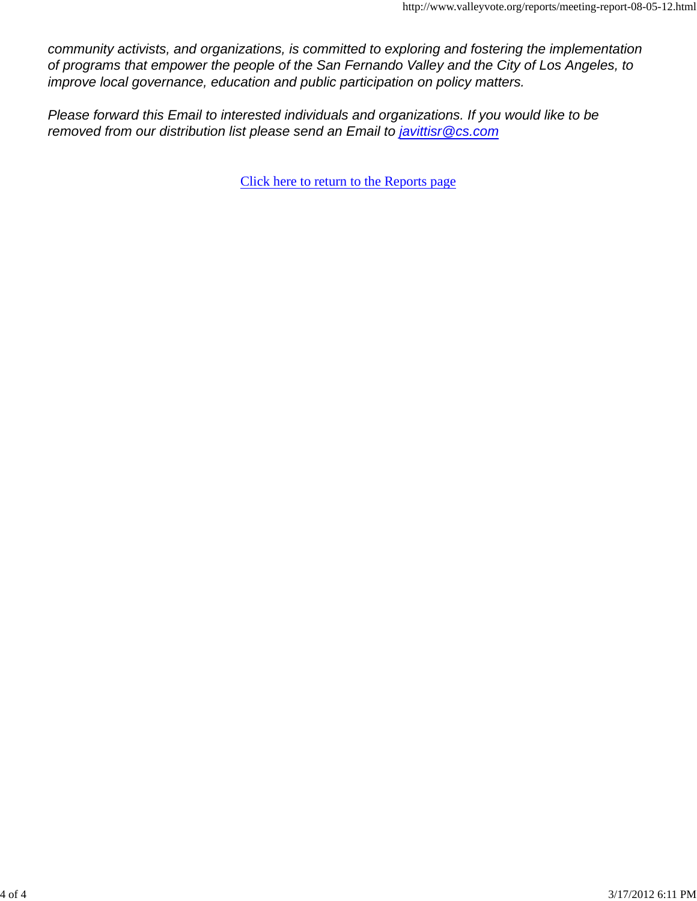*community activists, and organizations, is committed to exploring and fostering the implementation of programs that empower the people of the San Fernando Valley and the City of Los Angeles, to improve local governance, education and public participation on policy matters.*

*Please forward this Email to interested individuals and organizations. If you would like to be removed from our distribution list please send an Email to javittisr@cs.com*

Click here to return to the Reports page